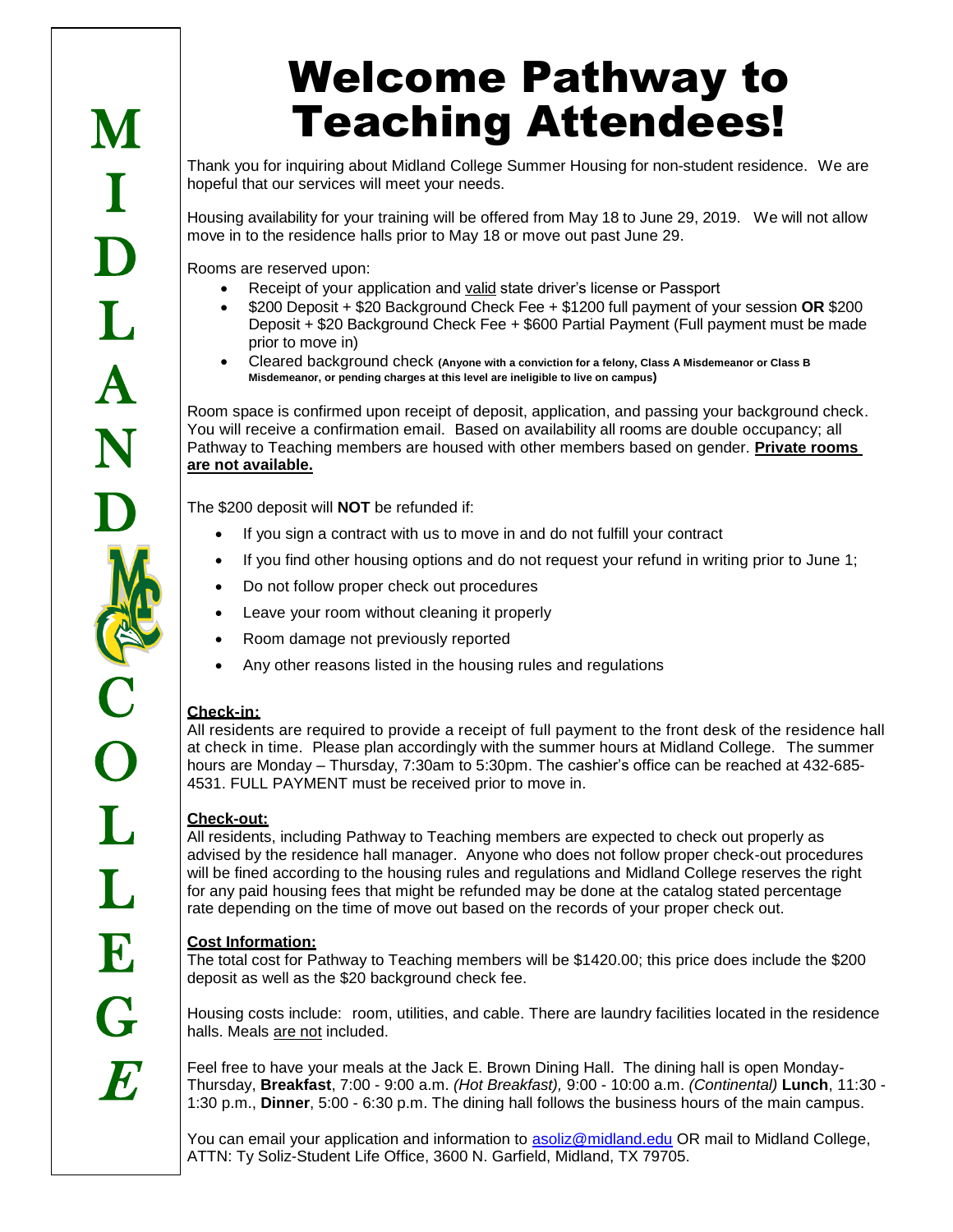# Welcome Pathway to Teaching Attendees!

Thank you for inquiring about Midland College Summer Housing for non-student residence. We are hopeful that our services will meet your needs.

Housing availability for your training will be offered from May 18 to June 29, 2019. We will not allow move in to the residence halls prior to May 18 or move out past June 29.

Rooms are reserved upon:

- Receipt of your application and valid state driver's license or Passport
- $200 Deposit + $20 Background Check Fee + $1200 full payment of your session **OR** $200 Deposit + $20 Background Check Fee + $600 Partial Payment (Full payment must be made prior to move in)
- Cleared background check **(Anyone with a conviction for a felony, Class A Misdemeanor or Class B Misdemeanor, or pending charges at this level are ineligible to live on campus)**

Room space is confirmed upon receipt of deposit, application, and passing your background check. You will receive a confirmation email. Based on availability all rooms are double occupancy; all Pathway to Teaching members are housed with other members based on gender. **Private rooms are not available.**

The $200 deposit will **NOT** be refunded if:

- If you sign a contract with us to move in and do not fulfill your contract
- If you find other housing options and do not request your refund in writing prior to June 1;
- Do not follow proper check out procedures
- Leave your room without cleaning it properly
- Room damage not previously reported
- Any other reasons listed in the housing rules and regulations

**Check-in:**
All residents are required to provide a receipt of full payment to the front desk of the residence hall at check in time. Please plan accordingly with the summer hours at Midland College. The summer hours are Monday – Thursday, 7:30am to 5:30pm. The cashier's office can be reached at 432-685-4531. FULL PAYMENT must be received prior to move in.

**Check-out:**
All residents, including Pathway to Teaching members are expected to check out properly as advised by the residence hall manager. Anyone who does not follow proper check-out procedures will be fined according to the housing rules and regulations and Midland College reserves the right for any paid housing fees that might be refunded may be done at the catalog stated percentage rate depending on the time of move out based on the records of your proper check out.

**Cost Information:**
The total cost for Pathway to Teaching members will be $1420.00; this price does include the $200 deposit as well as the $20 background check fee.

Housing costs include: room, utilities, and cable. There are laundry facilities located in the residence halls. Meals are not included.

Feel free to have your meals at the Jack E. Brown Dining Hall. The dining hall is open Monday-Thursday, **Breakfast**, 7:00 - 9:00 a.m. *(Hot Breakfast),* 9:00 - 10:00 a.m. *(Continental)* **Lunch**, 11:30 - 1:30 p.m., **Dinner**, 5:00 - 6:30 p.m. The dining hall follows the business hours of the main campus.

You can email your application and information to asoliz@midland.edu OR mail to Midland College, ATTN: Ty Soliz-Student Life Office, 3600 N. Garfield, Midland, TX 79705.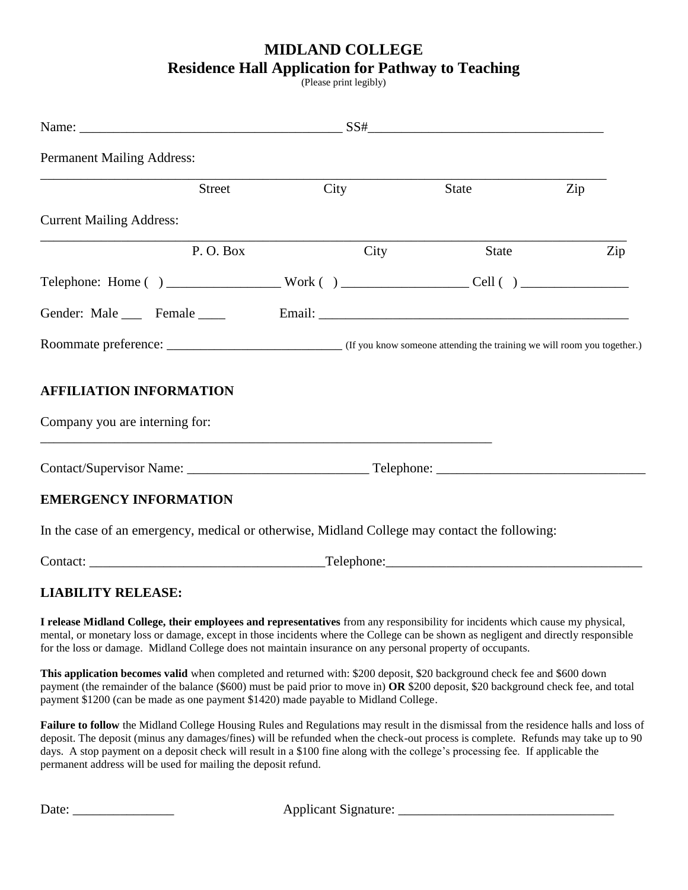# MIDLAND COLLEGE

## Residence Hall Application for Pathway to Teaching

(Please print legibly)

Name: _______________________________________ SS#__________________________________

Permanent Mailing Address:

_____________________________________________________________________________________

Street City State Zip

Current Mailing Address:

_____________________________________________________________________________________

P. O. Box City State Zip

Telephone: Home ( ) _________________ Work ( ) __________________ Cell ( ) ________________

Gender: Male ___ Female ____ Email: _______________________________________________

Roommate preference: ___________________________ (If you know someone attending the training we will room you together.)

### AFFILIATION INFORMATION

Company you are interning for:

_____________________________________________________________________

Contact/Supervisor Name: ___________________________ Telephone: _______________________________

### EMERGENCY INFORMATION

In the case of an emergency, medical or otherwise, Midland College may contact the following:

Contact: __________________________________Telephone:______________________________________

### LIABILITY RELEASE:

**I release Midland College, their employees and representatives** from any responsibility for incidents which cause my physical, mental, or monetary loss or damage, except in those incidents where the College can be shown as negligent and directly responsible for the loss or damage. Midland College does not maintain insurance on any personal property of occupants.

**This application becomes valid** when completed and returned with: $200 deposit, $20 background check fee and $600 down payment (the remainder of the balance ($600) must be paid prior to move in) **OR** $200 deposit, $20 background check fee, and total payment $1200 (can be made as one payment $1420) made payable to Midland College.

**Failure to follow** the Midland College Housing Rules and Regulations may result in the dismissal from the residence halls and loss of deposit. The deposit (minus any damages/fines) will be refunded when the check-out process is complete. Refunds may take up to 90 days. A stop payment on a deposit check will result in a $100 fine along with the college's processing fee. If applicable the permanent address will be used for mailing the deposit refund.

Date: _______________ Applicant Signature: ________________________________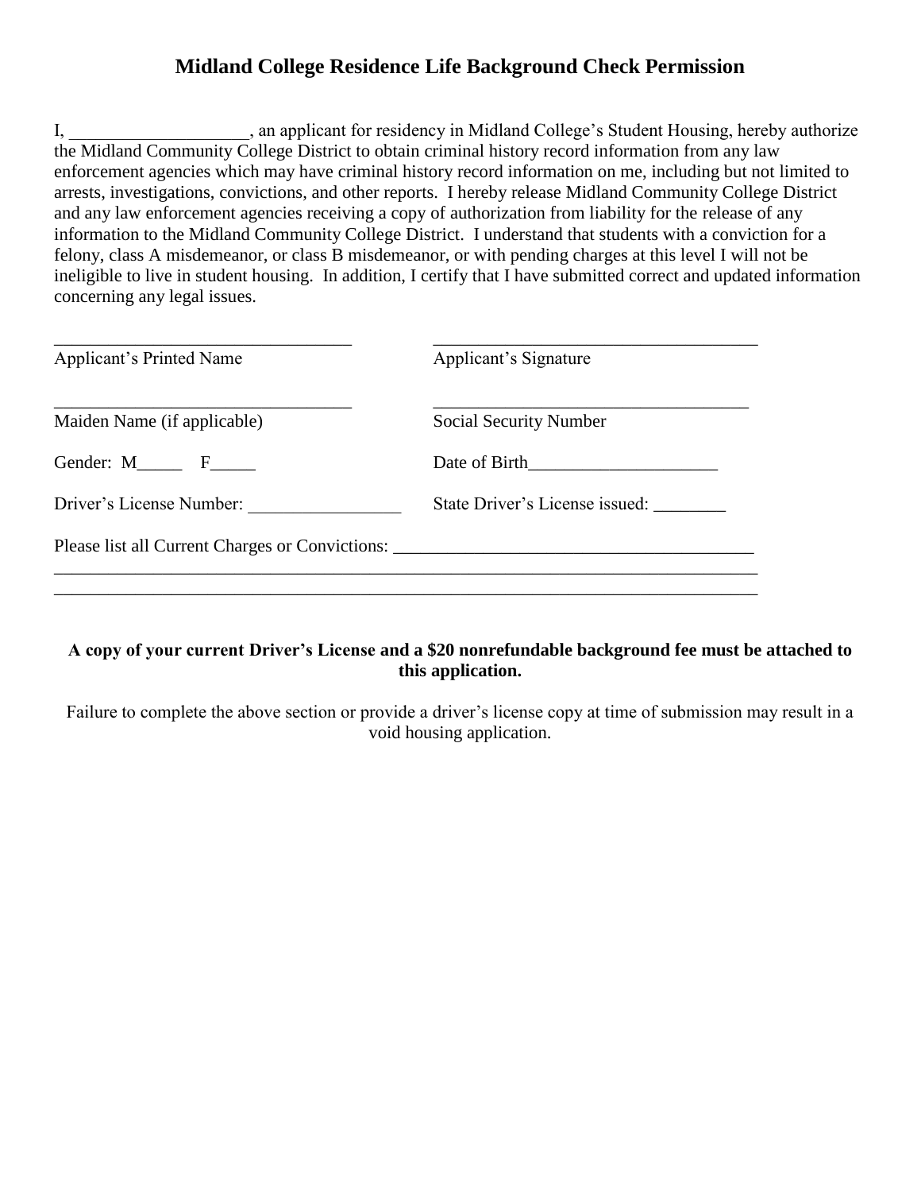# Midland College Residence Life Background Check Permission

I, ____________________, an applicant for residency in Midland College's Student Housing, hereby authorize the Midland Community College District to obtain criminal history record information from any law enforcement agencies which may have criminal history record information on me, including but not limited to arrests, investigations, convictions, and other reports. I hereby release Midland Community College District and any law enforcement agencies receiving a copy of authorization from liability for the release of any information to the Midland Community College District. I understand that students with a conviction for a felony, class A misdemeanor, or class B misdemeanor, or with pending charges at this level I will not be ineligible to live in student housing. In addition, I certify that I have submitted correct and updated information concerning any legal issues.

| | |
|---|---|
| ______________________________ | ________________________________ |
| Applicant's Printed Name | Applicant's Signature |
| ______________________________ | ________________________________ |
| Maiden Name (if applicable) | Social Security Number |
| Gender: M_____ F_____ | Date of Birth_____________________ |
| Driver's License Number: _________________ | State Driver's License issued: ________ |

Please list all Current Charges or Convictions: ________________________________________

_______________________________________________________________________________

_______________________________________________________________________________

**A copy of your current Driver's License and a $20 nonrefundable background fee must be attached to this application.**

Failure to complete the above section or provide a driver's license copy at time of submission may result in a void housing application.